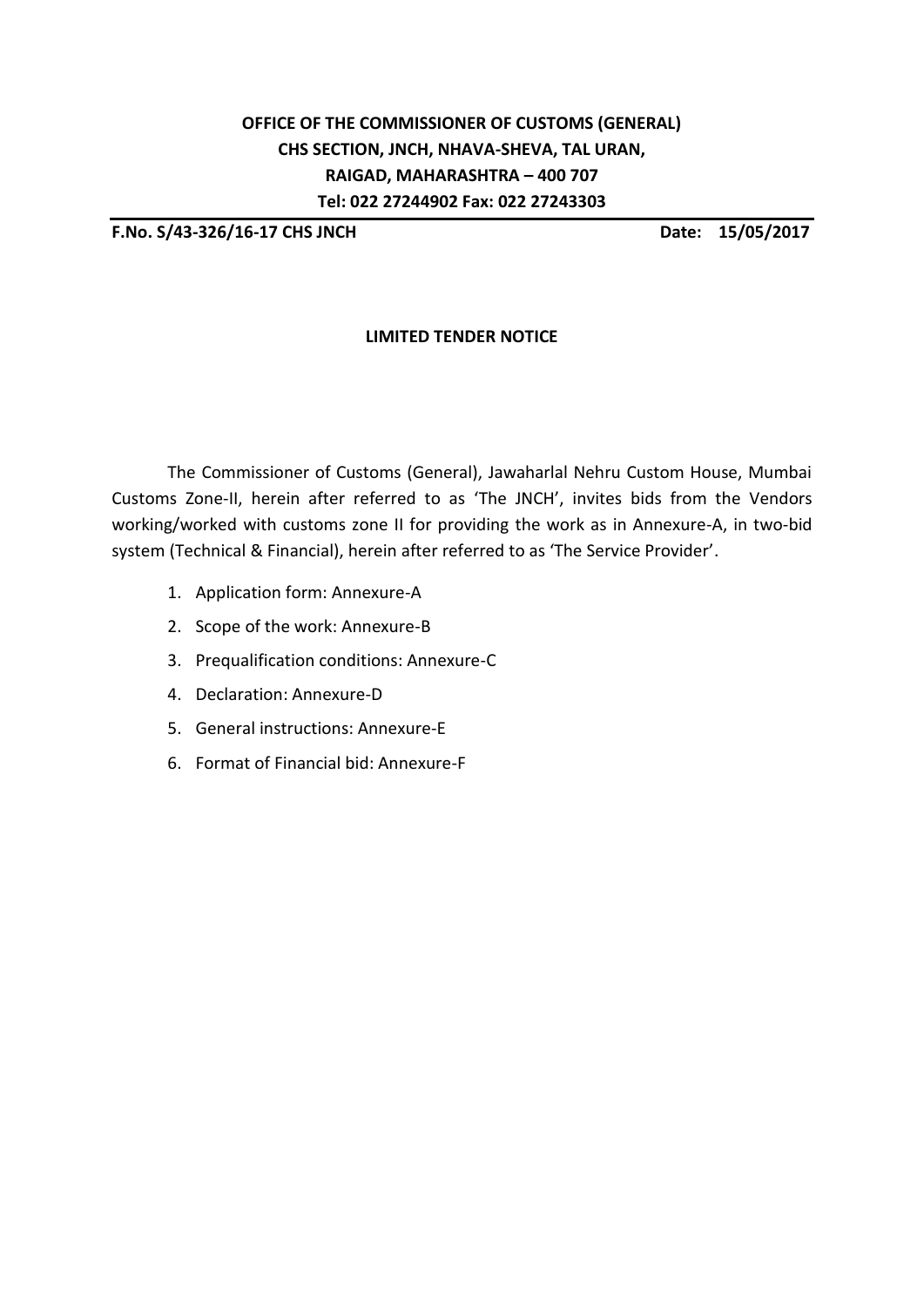**OFFICE OF THE COMMISSIONER OF CUSTOMS (GENERAL)**
**CHS SECTION, JNCH, NHAVA-SHEVA, TAL URAN,**
**RAIGAD, MAHARASHTRA – 400 707**
**Tel: 022 27244902 Fax: 022 27243303**

**F.No. S/43-326/16-17 CHS JNCH** **Date: 15/05/2017**

**LIMITED TENDER NOTICE**

The Commissioner of Customs (General), Jawaharlal Nehru Custom House, Mumbai Customs Zone-II, herein after referred to as 'The JNCH', invites bids from the Vendors working/worked with customs zone II for providing the work as in Annexure-A, in two-bid system (Technical & Financial), herein after referred to as 'The Service Provider'.

1. Application form: Annexure-A
2. Scope of the work: Annexure-B
3. Prequalification conditions: Annexure-C
4. Declaration: Annexure-D
5. General instructions: Annexure-E
6. Format of Financial bid: Annexure-F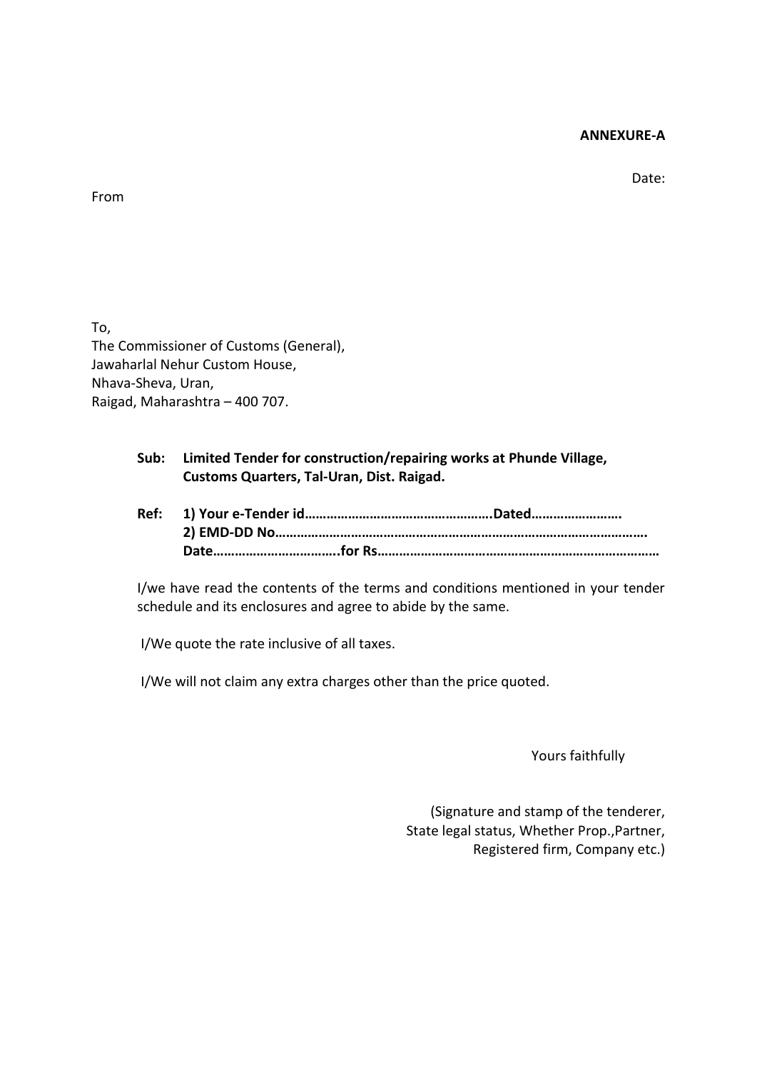**ANNEXURE-A**

Date:

From

To,
The Commissioner of Customs (General),
Jawaharlal Nehur Custom House,
Nhava-Sheva, Uran,
Raigad, Maharashtra – 400 707.

**Sub: Limited Tender for construction/repairing works at Phunde Village, Customs Quarters, Tal-Uran, Dist. Raigad.**

**Ref: 1) Your e-Tender id……………………………………………Dated…………………….**
**2) EMD-DD No……………………………………………………………………………………..**
**Date……………………………..for Rs…………………………………………………………………**

I/we have read the contents of the terms and conditions mentioned in your tender schedule and its enclosures and agree to abide by the same.

I/We quote the rate inclusive of all taxes.

I/We will not claim any extra charges other than the price quoted.

Yours faithfully

(Signature and stamp of the tenderer,
State legal status, Whether Prop.,Partner,
Registered firm, Company etc.)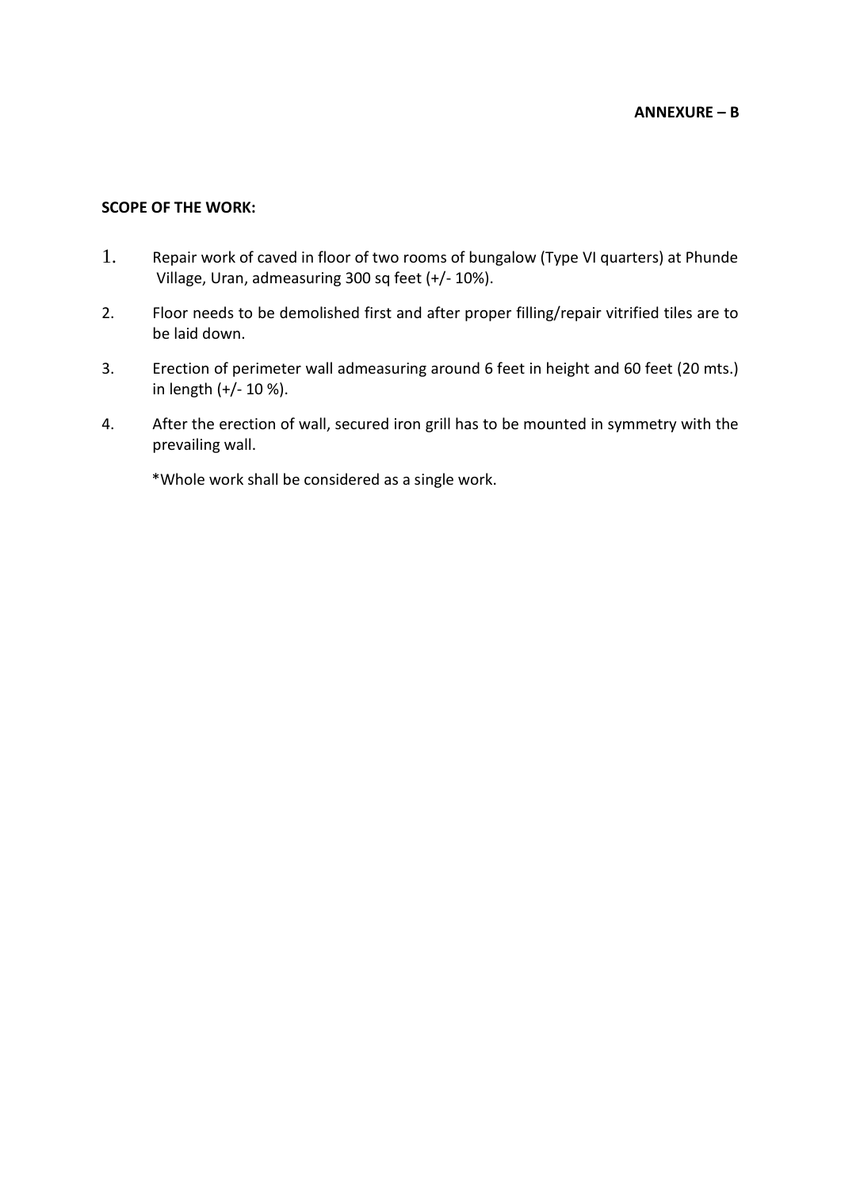**ANNEXURE – B**

**SCOPE OF THE WORK:**

1. Repair work of caved in floor of two rooms of bungalow (Type VI quarters) at Phunde Village, Uran, admeasuring 300 sq feet (+/- 10%).
2. Floor needs to be demolished first and after proper filling/repair vitrified tiles are to be laid down.
3. Erection of perimeter wall admeasuring around 6 feet in height and 60 feet (20 mts.) in length (+/- 10 %).
4. After the erection of wall, secured iron grill has to be mounted in symmetry with the prevailing wall.

   *Whole work shall be considered as a single work.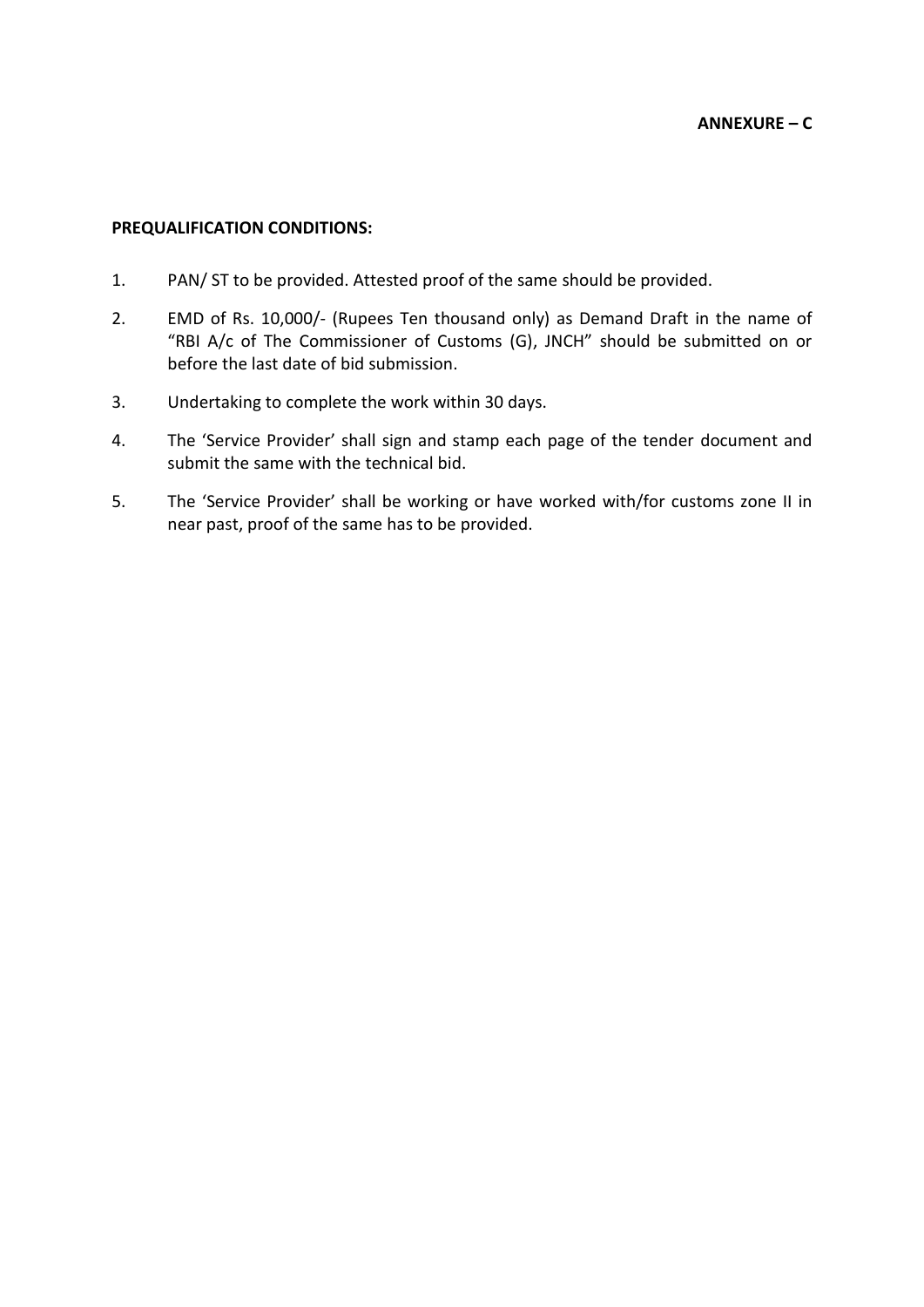**ANNEXURE – C**

**PREQUALIFICATION CONDITIONS:**

1. PAN/ ST to be provided. Attested proof of the same should be provided.
2. EMD of Rs. 10,000/- (Rupees Ten thousand only) as Demand Draft in the name of "RBI A/c of The Commissioner of Customs (G), JNCH" should be submitted on or before the last date of bid submission.
3. Undertaking to complete the work within 30 days.
4. The 'Service Provider' shall sign and stamp each page of the tender document and submit the same with the technical bid.
5. The 'Service Provider' shall be working or have worked with/for customs zone II in near past, proof of the same has to be provided.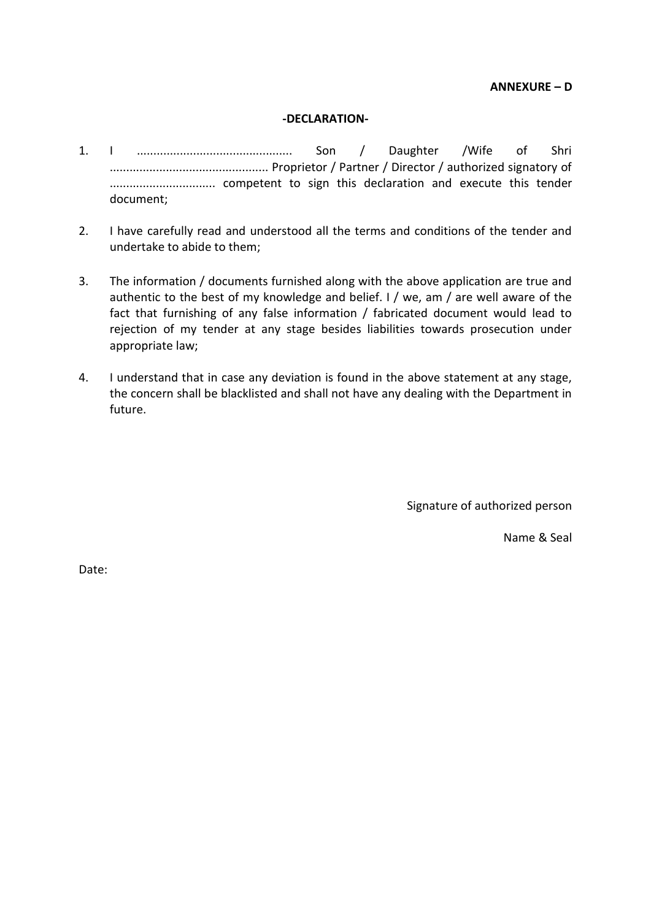**ANNEXURE – D**

**-DECLARATION-**

1. I .............................................. Son / Daughter /Wife of Shri ............................................... Proprietor / Partner / Director / authorized signatory of ............................... competent to sign this declaration and execute this tender document;

2. I have carefully read and understood all the terms and conditions of the tender and undertake to abide to them;

3. The information / documents furnished along with the above application are true and authentic to the best of my knowledge and belief. I / we, am / are well aware of the fact that furnishing of any false information / fabricated document would lead to rejection of my tender at any stage besides liabilities towards prosecution under appropriate law;

4. I understand that in case any deviation is found in the above statement at any stage, the concern shall be blacklisted and shall not have any dealing with the Department in future.

Signature of authorized person

Name & Seal

Date: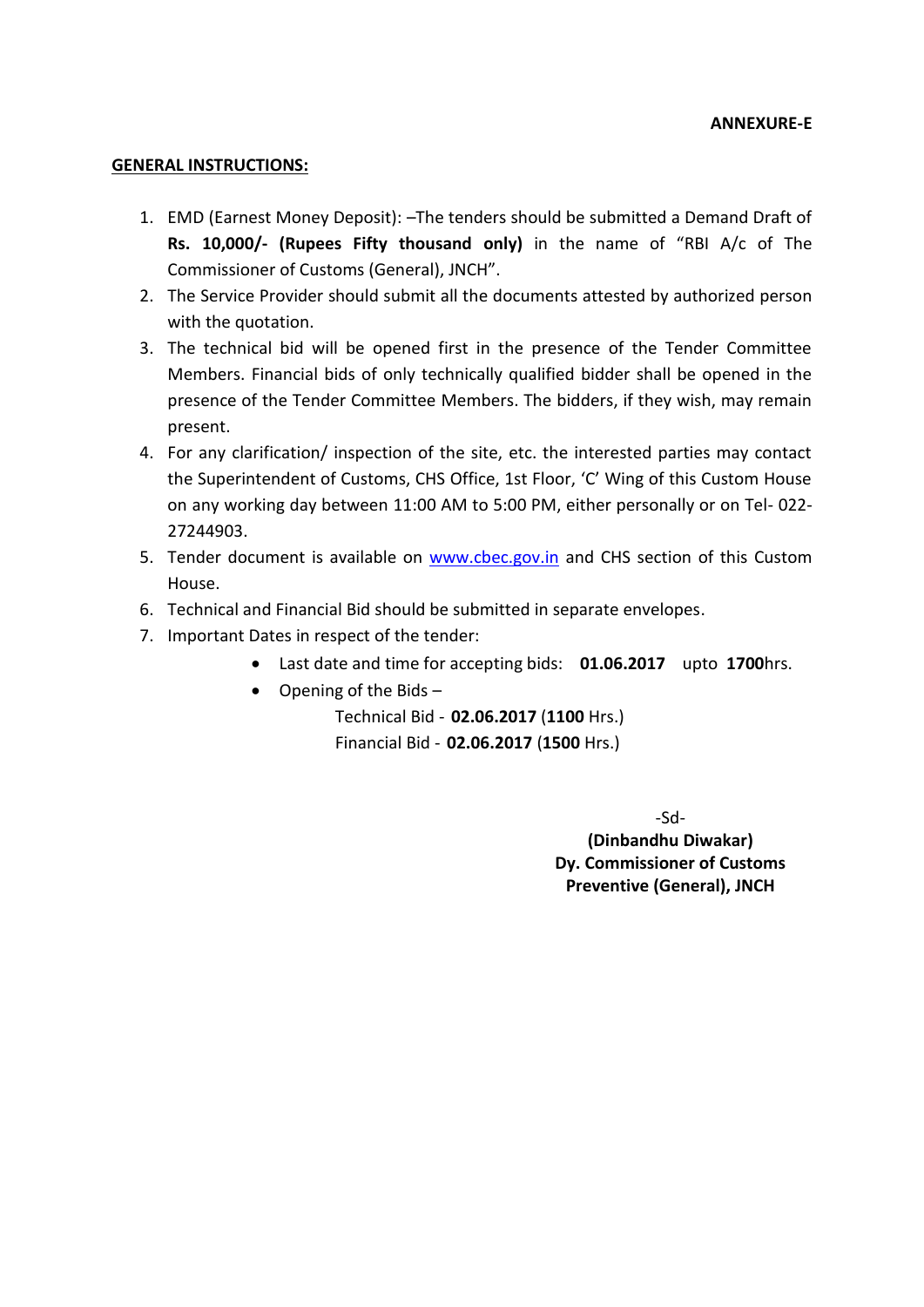**ANNEXURE-E**

**GENERAL INSTRUCTIONS:**

1. EMD (Earnest Money Deposit): –The tenders should be submitted a Demand Draft of **Rs. 10,000/- (Rupees Fifty thousand only)** in the name of "RBI A/c of The Commissioner of Customs (General), JNCH".
2. The Service Provider should submit all the documents attested by authorized person with the quotation.
3. The technical bid will be opened first in the presence of the Tender Committee Members. Financial bids of only technically qualified bidder shall be opened in the presence of the Tender Committee Members. The bidders, if they wish, may remain present.
4. For any clarification/ inspection of the site, etc. the interested parties may contact the Superintendent of Customs, CHS Office, 1st Floor, 'C' Wing of this Custom House on any working day between 11:00 AM to 5:00 PM, either personally or on Tel- 022-27244903.
5. Tender document is available on [www.cbec.gov.in](http://www.cbec.gov.in) and CHS section of this Custom House.
6. Technical and Financial Bid should be submitted in separate envelopes.
7. Important Dates in respect of the tender:
   - Last date and time for accepting bids: **01.06.2017** upto **1700**hrs.
   - Opening of the Bids –

     Technical Bid - **02.06.2017** (**1100** Hrs.)

     Financial Bid - **02.06.2017** (**1500** Hrs.)

-Sd-

**(Dinbandhu Diwakar)**
**Dy. Commissioner of Customs**
**Preventive (General), JNCH**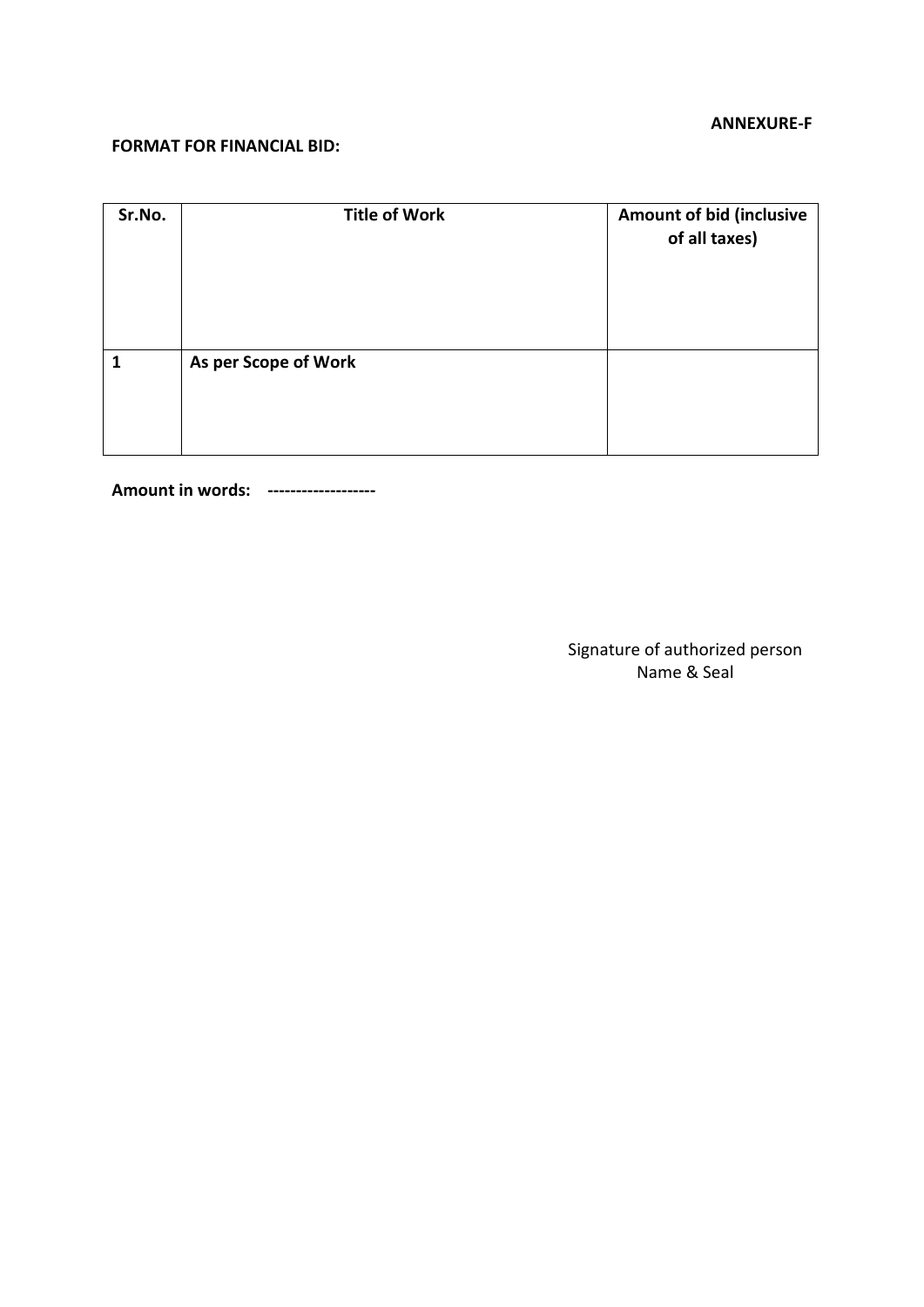**ANNEXURE-F**

**FORMAT FOR FINANCIAL BID:**

| **Sr.No.** | **Title of Work** | **Amount of bid (inclusive of all taxes)** |
|---|---|---|
| **1** | **As per Scope of Work** | |

**Amount in words: -------------------**

Signature of authorized person
Name & Seal